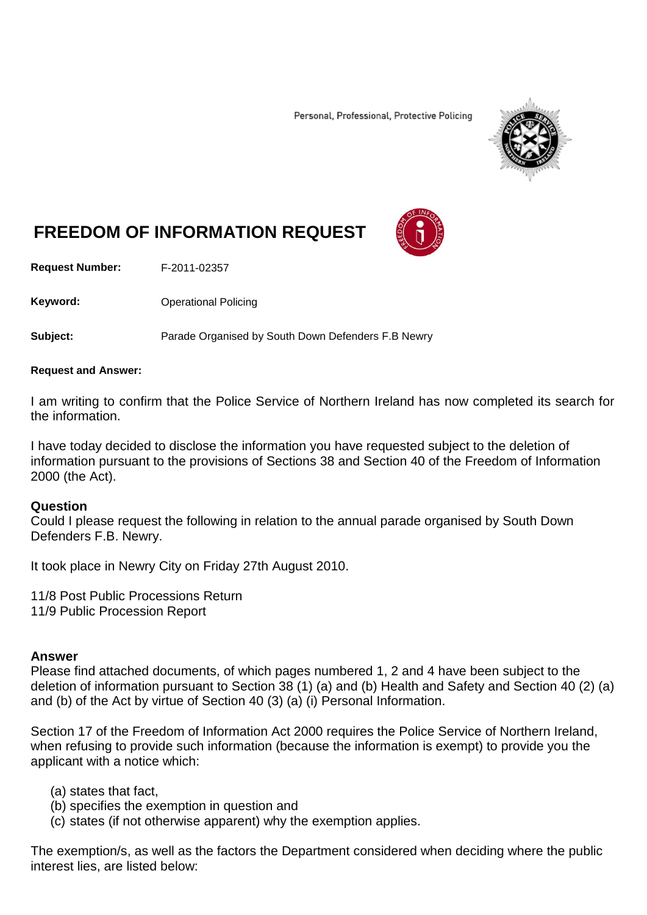Personal, Professional, Protective Policing

# FREEDOM OF INFORMATION REQUEST

**Request Number:** F-2011-02357

**Keyword:** Operational Policing

**Subject:** Parade Organised by South Down Defenders F.B Newry

**Request and Answer:**

I am writing to confirm that the Police Service of Northern Ireland has now completed its search for the information.

I have today decided to disclose the information you have requested subject to the deletion of information pursuant to the provisions of Sections 38 and Section 40 of the Freedom of Information 2000 (the Act).

**Question**
Could I please request the following in relation to the annual parade organised by South Down Defenders F.B. Newry.

It took place in Newry City on Friday 27th August 2010.

11/8 Post Public Processions Return
11/9 Public Procession Report

**Answer**
Please find attached documents, of which pages numbered 1, 2 and 4 have been subject to the deletion of information pursuant to Section 38 (1) (a) and (b) Health and Safety and Section 40 (2) (a) and (b) of the Act by virtue of Section 40 (3) (a) (i) Personal Information.

Section 17 of the Freedom of Information Act 2000 requires the Police Service of Northern Ireland, when refusing to provide such information (because the information is exempt) to provide you the applicant with a notice which:

(a) states that fact,
(b) specifies the exemption in question and
(c) states (if not otherwise apparent) why the exemption applies.

The exemption/s, as well as the factors the Department considered when deciding where the public interest lies, are listed below: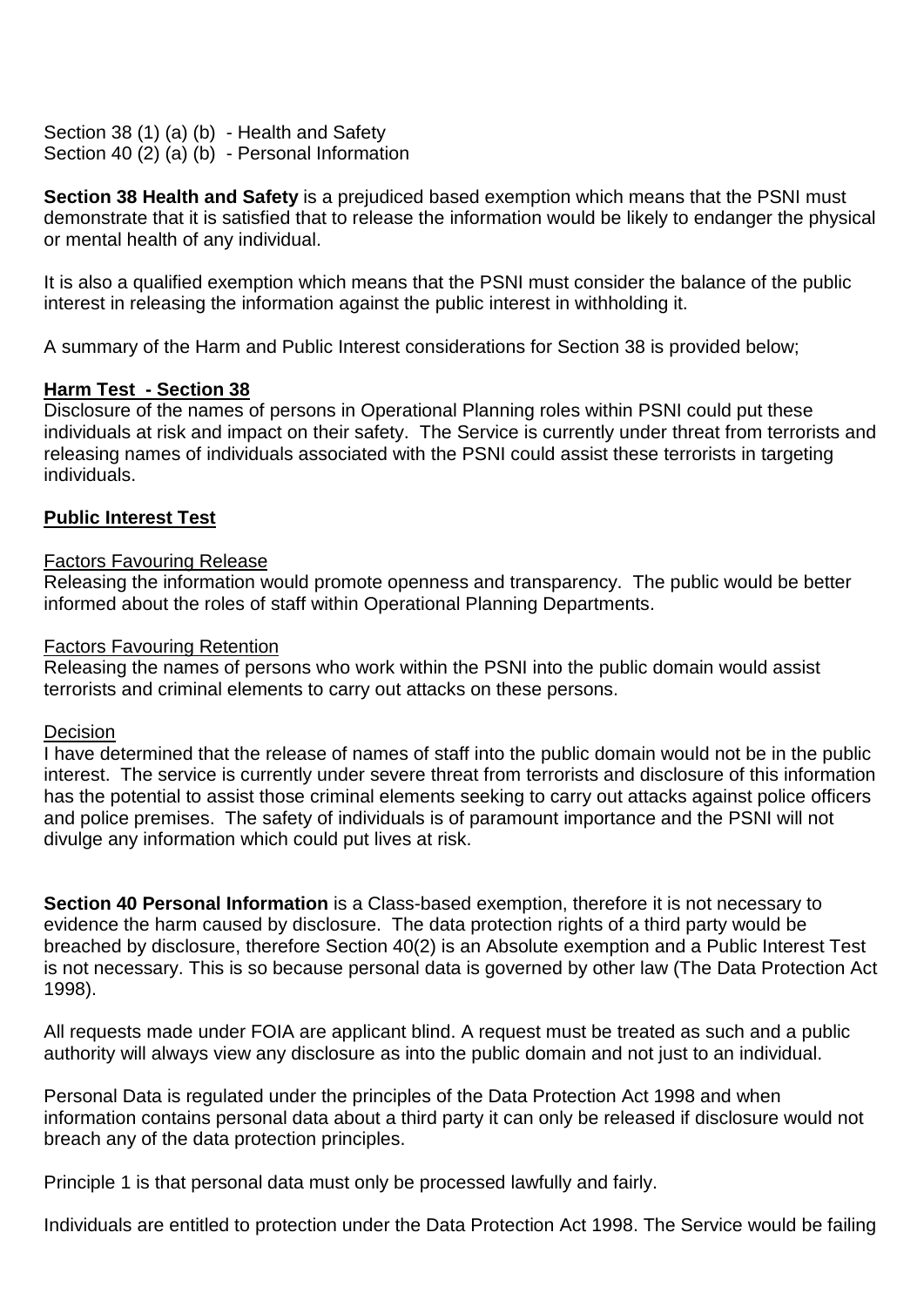Section 38 (1) (a) (b) - Health and Safety
Section 40 (2) (a) (b) - Personal Information

**Section 38 Health and Safety** is a prejudiced based exemption which means that the PSNI must demonstrate that it is satisfied that to release the information would be likely to endanger the physical or mental health of any individual.

It is also a qualified exemption which means that the PSNI must consider the balance of the public interest in releasing the information against the public interest in withholding it.

A summary of the Harm and Public Interest considerations for Section 38 is provided below;

**Harm Test - Section 38**

Disclosure of the names of persons in Operational Planning roles within PSNI could put these individuals at risk and impact on their safety. The Service is currently under threat from terrorists and releasing names of individuals associated with the PSNI could assist these terrorists in targeting individuals.

**Public Interest Test**

Factors Favouring Release

Releasing the information would promote openness and transparency. The public would be better informed about the roles of staff within Operational Planning Departments.

Factors Favouring Retention

Releasing the names of persons who work within the PSNI into the public domain would assist terrorists and criminal elements to carry out attacks on these persons.

Decision

I have determined that the release of names of staff into the public domain would not be in the public interest. The service is currently under severe threat from terrorists and disclosure of this information has the potential to assist those criminal elements seeking to carry out attacks against police officers and police premises. The safety of individuals is of paramount importance and the PSNI will not divulge any information which could put lives at risk.

**Section 40 Personal Information** is a Class-based exemption, therefore it is not necessary to evidence the harm caused by disclosure. The data protection rights of a third party would be breached by disclosure, therefore Section 40(2) is an Absolute exemption and a Public Interest Test is not necessary. This is so because personal data is governed by other law (The Data Protection Act 1998).

All requests made under FOIA are applicant blind. A request must be treated as such and a public authority will always view any disclosure as into the public domain and not just to an individual.

Personal Data is regulated under the principles of the Data Protection Act 1998 and when information contains personal data about a third party it can only be released if disclosure would not breach any of the data protection principles.

Principle 1 is that personal data must only be processed lawfully and fairly.

Individuals are entitled to protection under the Data Protection Act 1998. The Service would be failing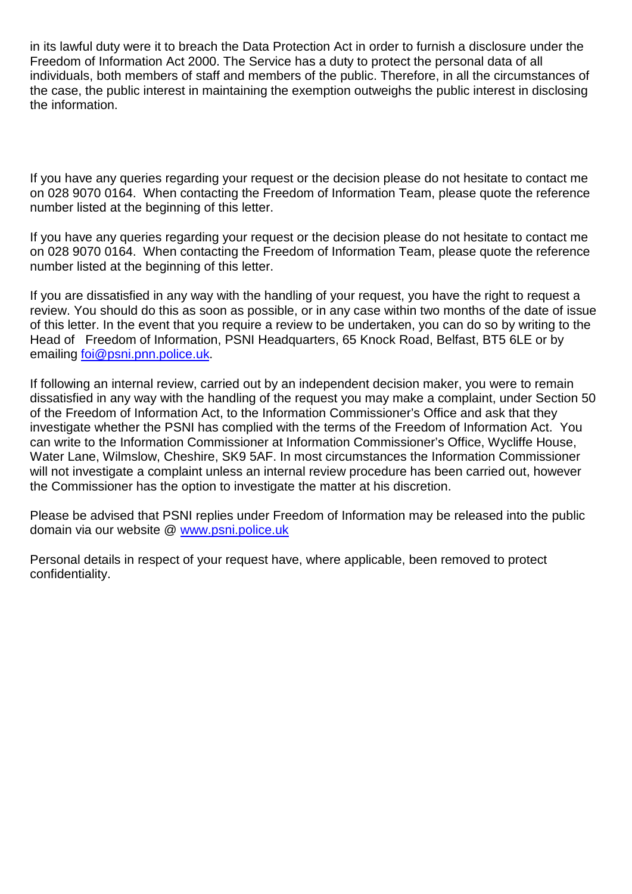in its lawful duty were it to breach the Data Protection Act in order to furnish a disclosure under the Freedom of Information Act 2000. The Service has a duty to protect the personal data of all individuals, both members of staff and members of the public. Therefore, in all the circumstances of the case, the public interest in maintaining the exemption outweighs the public interest in disclosing the information.

If you have any queries regarding your request or the decision please do not hesitate to contact me on 028 9070 0164. When contacting the Freedom of Information Team, please quote the reference number listed at the beginning of this letter.

If you have any queries regarding your request or the decision please do not hesitate to contact me on 028 9070 0164. When contacting the Freedom of Information Team, please quote the reference number listed at the beginning of this letter.

If you are dissatisfied in any way with the handling of your request, you have the right to request a review. You should do this as soon as possible, or in any case within two months of the date of issue of this letter. In the event that you require a review to be undertaken, you can do so by writing to the Head of Freedom of Information, PSNI Headquarters, 65 Knock Road, Belfast, BT5 6LE or by emailing [foi@psni.pnn.police.uk](mailto:foi@psni.pnn.police.uk).

If following an internal review, carried out by an independent decision maker, you were to remain dissatisfied in any way with the handling of the request you may make a complaint, under Section 50 of the Freedom of Information Act, to the Information Commissioner's Office and ask that they investigate whether the PSNI has complied with the terms of the Freedom of Information Act. You can write to the Information Commissioner at Information Commissioner's Office, Wycliffe House, Water Lane, Wilmslow, Cheshire, SK9 5AF. In most circumstances the Information Commissioner will not investigate a complaint unless an internal review procedure has been carried out, however the Commissioner has the option to investigate the matter at his discretion.

Please be advised that PSNI replies under Freedom of Information may be released into the public domain via our website @ [www.psni.police.uk](http://www.psni.police.uk)

Personal details in respect of your request have, where applicable, been removed to protect confidentiality.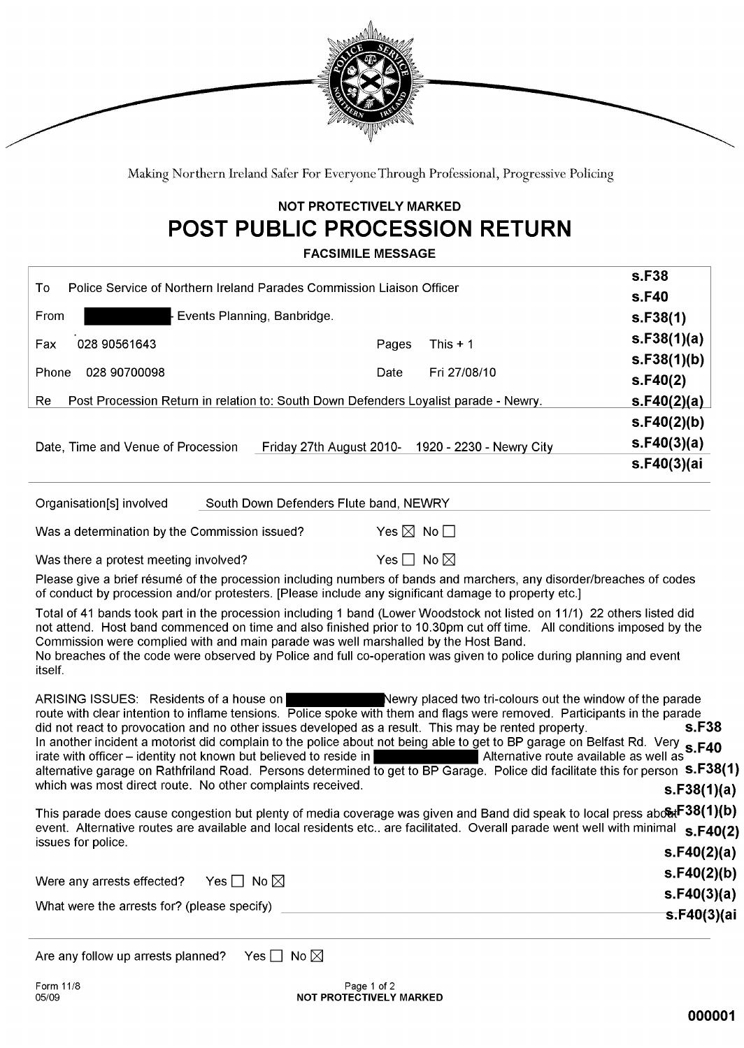Making Northern Ireland Safer For Everyone Through Professional, Progressive Policing

**NOT PROTECTIVELY MARKED**

# POST PUBLIC PROCESSION RETURN

**FACSIMILE MESSAGE**

| | | | | |
|---|---|---|---|---|
| To | Police Service of Northern Ireland Parades Commission Liaison Officer | | | **s.F38** **s.F40** |
| From | ██████ Events Planning, Banbridge. | | | **s.F38(1)** |
| Fax | 028 90561643 | Pages | This + 1 | **s.F38(1)(a)** **s.F38(1)(b)** |
| Phone | 028 90700098 | Date | Fri 27/08/10 | **s.F40(2)** |
| Re | Post Procession Return in relation to: South Down Defenders Loyalist parade - Newry. | | | **s.F40(2)(a)** |

Date, Time and Venue of Procession Friday 27th August 2010- 1920 - 2230 - Newry City

**s.F40(2)(b)** **s.F40(3)(a)** **s.F40(3)(ai**

Organisation[s] involved South Down Defenders Flute band, NEWRY

Was a determination by the Commission issued? Yes ☒ No ☐

Was there a protest meeting involved? Yes ☐ No ☒

Please give a brief résumé of the procession including numbers of bands and marchers, any disorder/breaches of codes of conduct by procession and/or protesters. [Please include any significant damage to property etc.]

Total of 41 bands took part in the procession including 1 band (Lower Woodstock not listed on 11/1) 22 others listed did not attend. Host band commenced on time and also finished prior to 10.30pm cut off time. All conditions imposed by the Commission were complied with and main parade was well marshalled by the Host Band.
No breaches of the code were observed by Police and full co-operation was given to police during planning and event itself.

ARISING ISSUES: Residents of a house on ██████ Newry placed two tri-colours out the window of the parade route with clear intention to inflame tensions. Police spoke with them and flags were removed. Participants in the parade did not react to provocation and no other issues developed as a result. This may be rented property.
In another incident a motorist did complain to the police about not being able to get to BP garage on Belfast Rd. Very irate with officer – identity not known but believed to reside in ██████ Alternative route available as well as alternative garage on Rathfriland Road. Persons determined to get to BP Garage. Police did facilitate this for person which was most direct route. No other complaints received.

This parade does cause congestion but plenty of media coverage was given and Band did speak to local press about event. Alternative routes are available and local residents etc.. are facilitated. Overall parade went well with minimal issues for police.

**s.F38** **s.F40** **s.F38(1)** **s.F38(1)(a)** **s.F38(1)(b)** **s.F40(2)** **s.F40(2)(a)** **s.F40(2)(b)** **s.F40(3)(a)** **s.F40(3)(ai**

Were any arrests effected? Yes ☐ No ☒

What were the arrests for? (please specify)

Are any follow up arrests planned? Yes ☐ No ☒

Form 11/8
05/09

**NOT PROTECTIVELY MARKED**

**000001**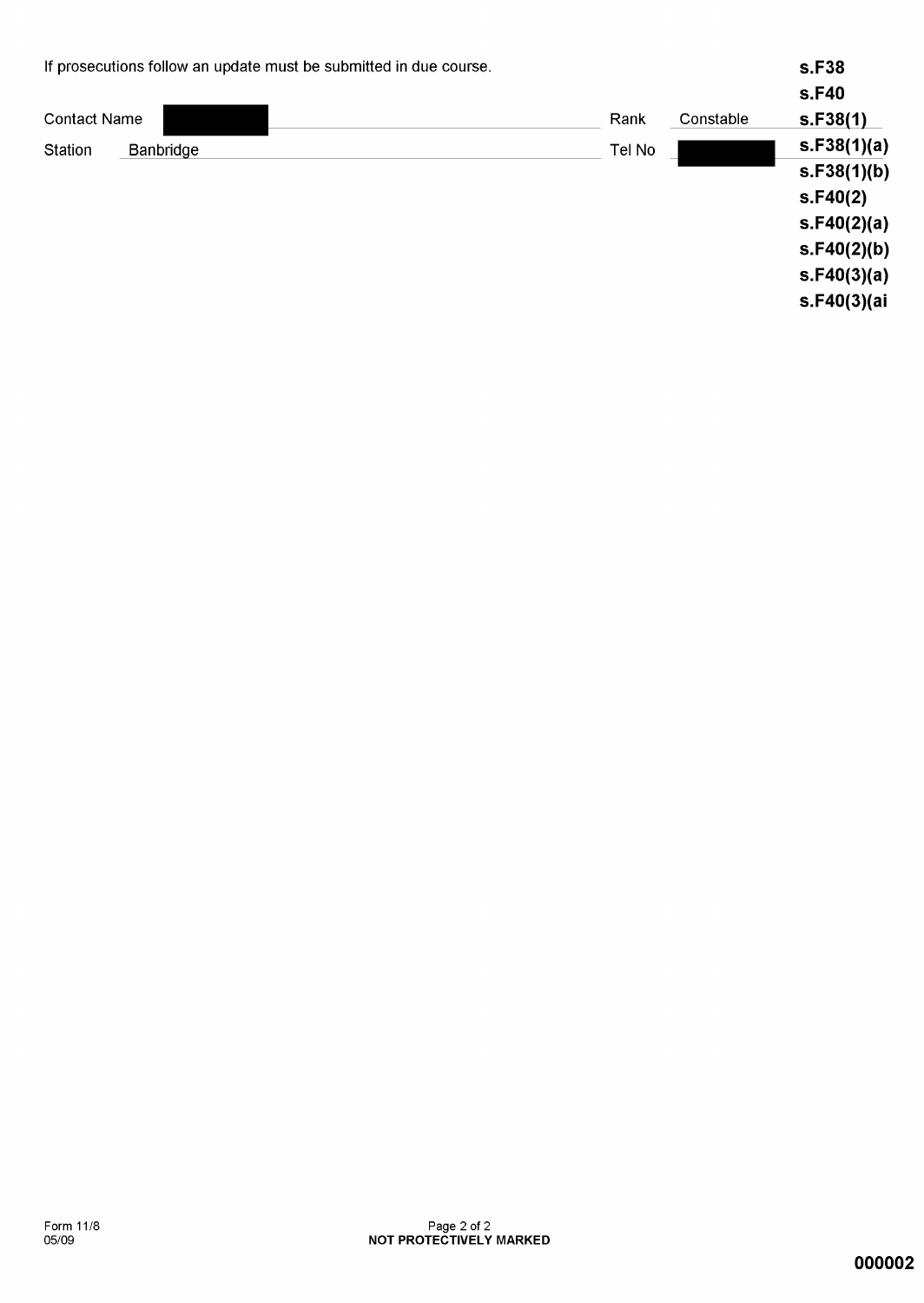If prosecutions follow an update must be submitted in due course.

| Contact Name | ██████ | Rank | Constable |
|---|---|---|---|
| Station | Banbridge | Tel No | ██████ |

**s.F38**
**s.F40**
**s.F38(1)**
**s.F38(1)(a)**
**s.F38(1)(b)**
**s.F40(2)**
**s.F40(2)(a)**
**s.F40(2)(b)**
**s.F40(3)(a)**
**s.F40(3)(ai**

Form 11/8
05/09

**NOT PROTECTIVELY MARKED**

**000002**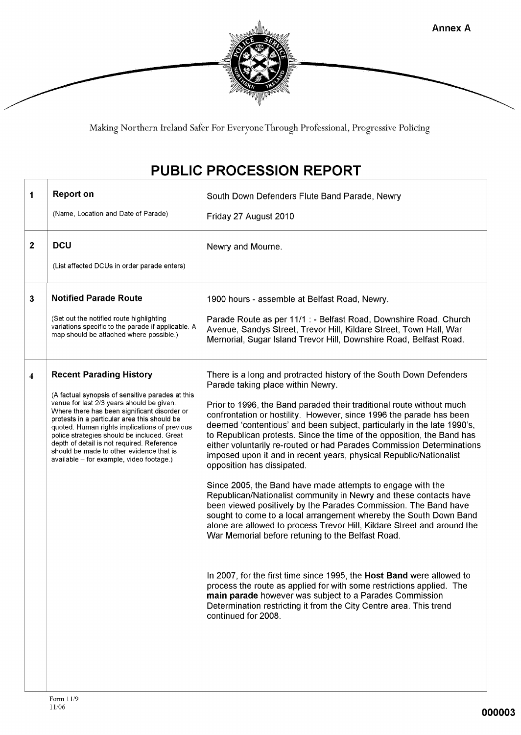Annex A

Making Northern Ireland Safer For Everyone Through Professional, Progressive Policing

# PUBLIC PROCESSION REPORT

| | | |
|---|---|---|
| **1** | **Report on**<br><br>(Name, Location and Date of Parade) | South Down Defenders Flute Band Parade, Newry<br><br>Friday 27 August 2010 |
| **2** | **DCU**<br><br>(List affected DCUs in order parade enters) | Newry and Mourne. |
| **3** | **Notified Parade Route**<br><br>(Set out the notified route highlighting variations specific to the parade if applicable. A map should be attached where possible.) | 1900 hours - assemble at Belfast Road, Newry.<br><br>Parade Route as per 11/1 : - Belfast Road, Downshire Road, Church Avenue, Sandys Street, Trevor Hill, Kildare Street, Town Hall, War Memorial, Sugar Island Trevor Hill, Downshire Road, Belfast Road. |
| **4** | **Recent Parading History**<br><br>(A factual synopsis of sensitive parades at this venue for last 2/3 years should be given. Where there has been significant disorder or protests in a particular area this should be quoted. Human rights implications of previous police strategies should be included. Great depth of detail is not required. Reference should be made to other evidence that is available – for example, video footage.) | There is a long and protracted history of the South Down Defenders Parade taking place within Newry.<br><br>Prior to 1996, the Band paraded their traditional route without much confrontation or hostility. However, since 1996 the parade has been deemed 'contentious' and been subject, particularly in the late 1990's, to Republican protests. Since the time of the opposition, the Band has either voluntarily re-routed or had Parades Commission Determinations imposed upon it and in recent years, physical Republic/Nationalist opposition has dissipated.<br><br>Since 2005, the Band have made attempts to engage with the Republican/Nationalist community in Newry and these contacts have been viewed positively by the Parades Commission. The Band have sought to come to a local arrangement whereby the South Down Band alone are allowed to process Trevor Hill, Kildare Street and around the War Memorial before retuning to the Belfast Road.<br><br>In 2007, for the first time since 1995, the **Host Band** were allowed to process the route as applied for with some restrictions applied. The **main parade** however was subject to a Parades Commission Determination restricting it from the City Centre area. This trend continued for 2008. |

Form 11/9
11/06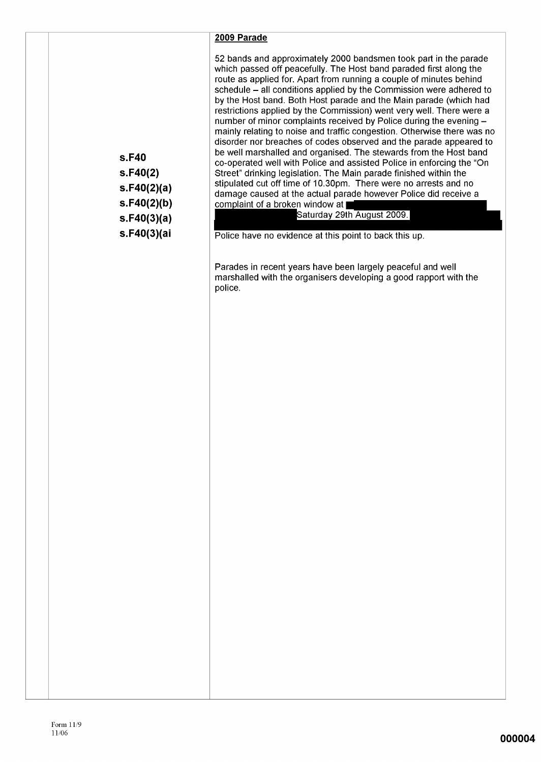| | | |
|---|---|---|
| | s.F40<br>s.F40(2)<br>s.F40(2)(a)<br>s.F40(2)(b)<br>s.F40(3)(a)<br>s.F40(3)(ai | **2009 Parade**<br><br>52 bands and approximately 2000 bandsmen took part in the parade which passed off peacefully. The Host band paraded first along the route as applied for. Apart from running a couple of minutes behind schedule – all conditions applied by the Commission were adhered to by the Host band. Both Host parade and the Main parade (which had restrictions applied by the Commission) went very well. There were a number of minor complaints received by Police during the evening – mainly relating to noise and traffic congestion. Otherwise there was no disorder nor breaches of codes observed and the parade appeared to be well marshalled and organised. The stewards from the Host band co-operated well with Police and assisted Police in enforcing the "On Street" drinking legislation. The Main parade finished within the stipulated cut off time of 10.30pm. There were no arrests and no damage caused at the actual parade however Police did receive a complaint of a broken window at [REDACTED] Saturday 29th August 2009. [REDACTED]<br>Police have no evidence at this point to back this up.<br><br>Parades in recent years have been largely peaceful and well marshalled with the organisers developing a good rapport with the police. |

Form 11/9
11/06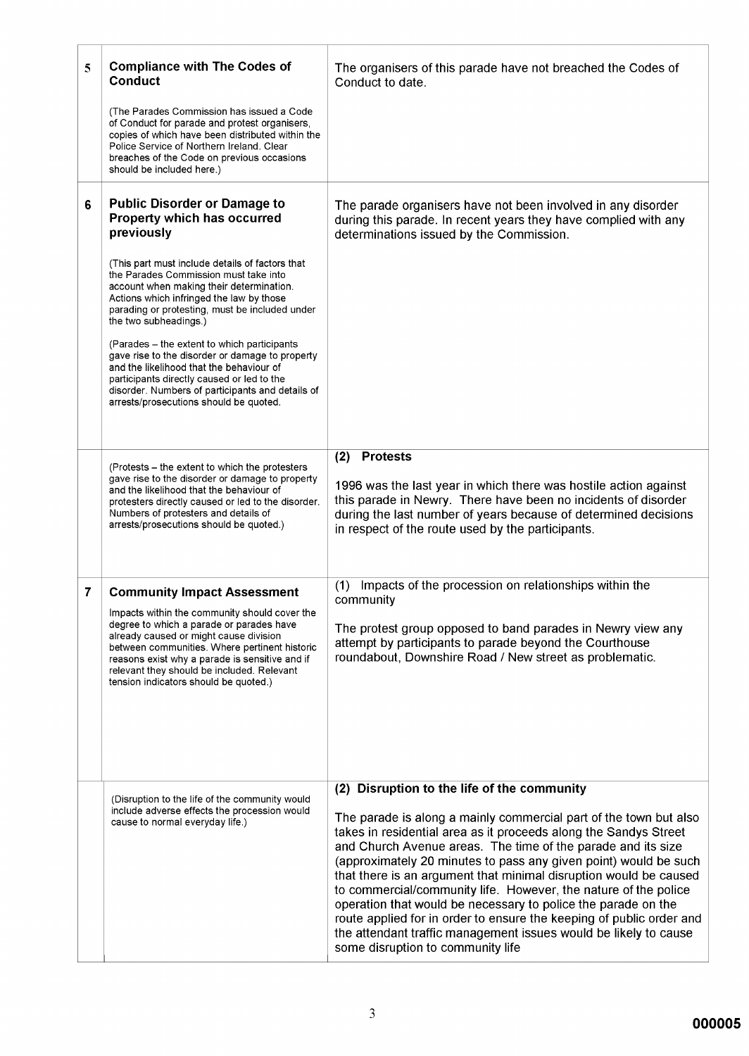| | | |
|---|---|---|
| 5 | **Compliance with The Codes of Conduct**<br><br>(The Parades Commission has issued a Code of Conduct for parade and protest organisers, copies of which have been distributed within the Police Service of Northern Ireland. Clear breaches of the Code on previous occasions should be included here.) | The organisers of this parade have not breached the Codes of Conduct to date. |
| 6 | **Public Disorder or Damage to Property which has occurred previously**<br><br>(This part must include details of factors that the Parades Commission must take into account when making their determination. Actions which infringed the law by those parading or protesting, must be included under the two subheadings.)<br><br>(Parades – the extent to which participants gave rise to the disorder or damage to property and the likelihood that the behaviour of participants directly caused or led to the disorder. Numbers of participants and details of arrests/prosecutions should be quoted. | The parade organisers have not been involved in any disorder during this parade. In recent years they have complied with any determinations issued by the Commission. |
| | (Protests – the extent to which the protesters gave rise to the disorder or damage to property and the likelihood that the behaviour of protesters directly caused or led to the disorder. Numbers of protesters and details of arrests/prosecutions should be quoted.) | **(2) Protests**<br><br>1996 was the last year in which there was hostile action against this parade in Newry. There have been no incidents of disorder during the last number of years because of determined decisions in respect of the route used by the participants. |
| 7 | **Community Impact Assessment**<br><br>Impacts within the community should cover the degree to which a parade or parades have already caused or might cause division between communities. Where pertinent historic reasons exist why a parade is sensitive and if relevant they should be included. Relevant tension indicators should be quoted.) | (1) Impacts of the procession on relationships within the community<br><br>The protest group opposed to band parades in Newry view any attempt by participants to parade beyond the Courthouse roundabout, Downshire Road / New street as problematic. |
| | (Disruption to the life of the community would include adverse effects the procession would cause to normal everyday life.) | **(2) Disruption to the life of the community**<br><br>The parade is along a mainly commercial part of the town but also takes in residential area as it proceeds along the Sandys Street and Church Avenue areas. The time of the parade and its size (approximately 20 minutes to pass any given point) would be such that there is an argument that minimal disruption would be caused to commercial/community life. However, the nature of the police operation that would be necessary to police the parade on the route applied for in order to ensure the keeping of public order and the attendant traffic management issues would be likely to cause some disruption to community life |

000005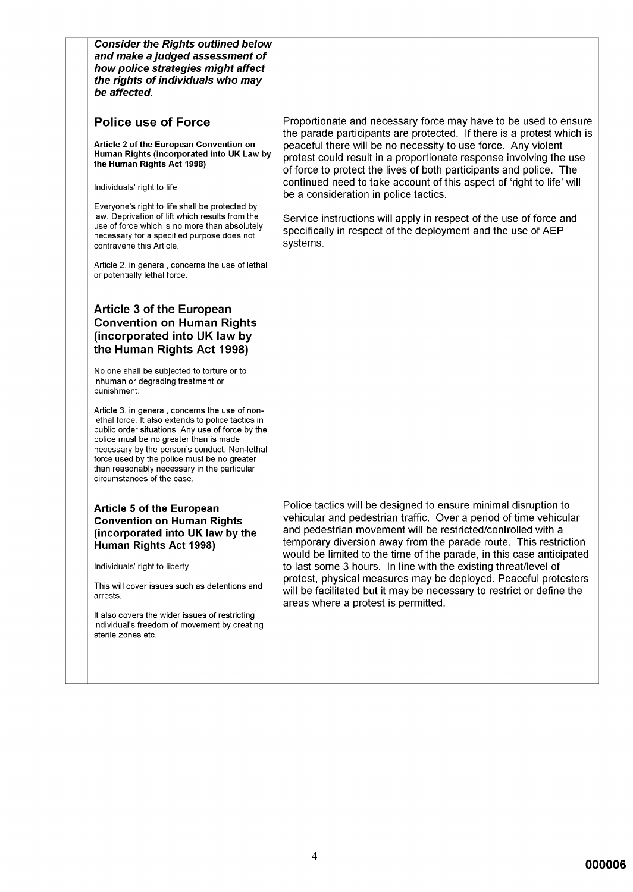| | *Consider the Rights outlined below and make a judged assessment of how police strategies might affect the rights of individuals who may be affected.* | |
|---|---|---|
| | **Police use of Force**<br><br>**Article 2 of the European Convention on Human Rights (incorporated into UK Law by the Human Rights Act 1998)**<br><br>Individuals' right to life<br><br>Everyone's right to life shall be protected by law. Deprivation of lift which results from the use of force which is no more than absolutely necessary for a specified purpose does not contravene this Article.<br><br>Article 2, in general, concerns the use of lethal or potentially lethal force.<br><br>**Article 3 of the European Convention on Human Rights (incorporated into UK law by the Human Rights Act 1998)**<br><br>No one shall be subjected to torture or to inhuman or degrading treatment or punishment.<br><br>Article 3, in general, concerns the use of non-lethal force. It also extends to police tactics in public order situations. Any use of force by the police must be no greater than is made necessary by the person's conduct. Non-lethal force used by the police must be no greater than reasonably necessary in the particular circumstances of the case. | Proportionate and necessary force may have to be used to ensure the parade participants are protected. If there is a protest which is peaceful there will be no necessity to use force. Any violent protest could result in a proportionate response involving the use of force to protect the lives of both participants and police. The continued need to take account of this aspect of 'right to life' will be a consideration in police tactics.<br><br>Service instructions will apply in respect of the use of force and specifically in respect of the deployment and the use of AEP systems. |
| | **Article 5 of the European Convention on Human Rights (incorporated into UK law by the Human Rights Act 1998)**<br><br>Individuals' right to liberty.<br><br>This will cover issues such as detentions and arrests.<br><br>It also covers the wider issues of restricting individual's freedom of movement by creating sterile zones etc. | Police tactics will be designed to ensure minimal disruption to vehicular and pedestrian traffic. Over a period of time vehicular and pedestrian movement will be restricted/controlled with a temporary diversion away from the parade route. This restriction would be limited to the time of the parade, in this case anticipated to last some 3 hours. In line with the existing threat/level of protest, physical measures may be deployed. Peaceful protesters will be facilitated but it may be necessary to restrict or define the areas where a protest is permitted. |

000006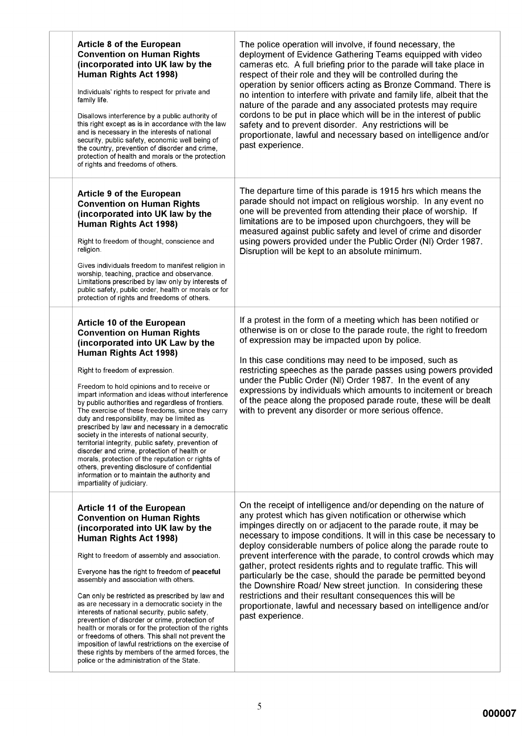| | | |
|---|---|---|
| | **Article 8 of the European Convention on Human Rights (incorporated into UK law by the Human Rights Act 1998)**<br><br>Individuals' rights to respect for private and family life.<br><br>Disallows interference by a public authority of this right except as is in accordance with the law and is necessary in the interests of national security, public safety, economic well being of the country, prevention of disorder and crime, protection of health and morals or the protection of rights and freedoms of others. | The police operation will involve, if found necessary, the deployment of Evidence Gathering Teams equipped with video cameras etc. A full briefing prior to the parade will take place in respect of their role and they will be controlled during the operation by senior officers acting as Bronze Command. There is no intention to interfere with private and family life, albeit that the nature of the parade and any associated protests may require cordons to be put in place which will be in the interest of public safety and to prevent disorder. Any restrictions will be proportionate, lawful and necessary based on intelligence and/or past experience. |
| | **Article 9 of the European Convention on Human Rights (incorporated into UK law by the Human Rights Act 1998)**<br><br>Right to freedom of thought, conscience and religion.<br><br>Gives individuals freedom to manifest religion in worship, teaching, practice and observance. Limitations prescribed by law only by interests of public safety, public order, health or morals or for protection of rights and freedoms of others. | The departure time of this parade is 1915 hrs which means the parade should not impact on religious worship. In any event no one will be prevented from attending their place of worship. If limitations are to be imposed upon churchgoers, they will be measured against public safety and level of crime and disorder using powers provided under the Public Order (NI) Order 1987. Disruption will be kept to an absolute minimum. |
| | **Article 10 of the European Convention on Human Rights (incorporated into UK Law by the Human Rights Act 1998)**<br><br>Right to freedom of expression.<br><br>Freedom to hold opinions and to receive or impart information and ideas without interference by public authorities and regardless of frontiers. The exercise of these freedoms, since they carry duty and responsibility, may be limited as prescribed by law and necessary in a democratic society in the interests of national security, territorial integrity, public safety, prevention of disorder and crime, protection of health or morals, protection of the reputation or rights of others, preventing disclosure of confidential information or to maintain the authority and impartiality of judiciary. | If a protest in the form of a meeting which has been notified or otherwise is on or close to the parade route, the right to freedom of expression may be impacted upon by police.<br><br>In this case conditions may need to be imposed, such as restricting speeches as the parade passes using powers provided under the Public Order (NI) Order 1987. In the event of any expressions by individuals which amounts to incitement or breach of the peace along the proposed parade route, these will be dealt with to prevent any disorder or more serious offence. |
| | **Article 11 of the European Convention on Human Rights (incorporated into UK law by the Human Rights Act 1998)**<br><br>Right to freedom of assembly and association.<br><br>Everyone has the right to freedom of **peaceful** assembly and association with others.<br><br>Can only be restricted as prescribed by law and as are necessary in a democratic society in the interests of national security, public safety, prevention of disorder or crime, protection of health or morals or for the protection of the rights or freedoms of others. This shall not prevent the imposition of lawful restrictions on the exercise of these rights by members of the armed forces, the police or the administration of the State. | On the receipt of intelligence and/or depending on the nature of any protest which has given notification or otherwise which impinges directly on or adjacent to the parade route, it may be necessary to impose conditions. It will in this case be necessary to deploy considerable numbers of police along the parade route to prevent interference with the parade, to control crowds which may gather, protect residents rights and to regulate traffic. This will particularly be the case, should the parade be permitted beyond the Downshire Road/ New street junction. In considering these restrictions and their resultant consequences this will be proportionate, lawful and necessary based on intelligence and/or past experience. |

000007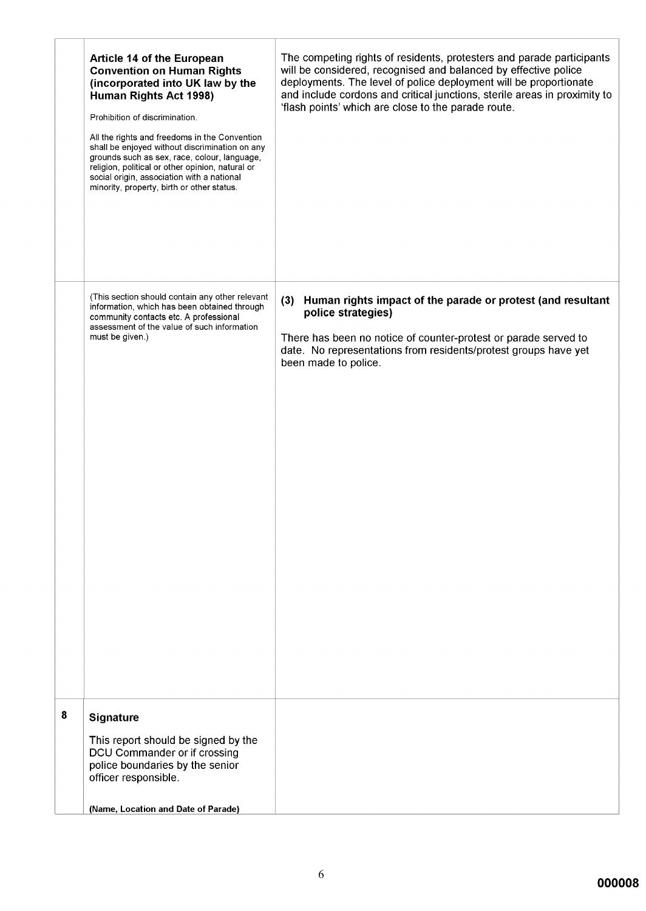| | | |
|---|---|---|
| | **Article 14 of the European Convention on Human Rights (incorporated into UK law by the Human Rights Act 1998)**<br><br>Prohibition of discrimination.<br><br>All the rights and freedoms in the Convention shall be enjoyed without discrimination on any grounds such as sex, race, colour, language, religion, political or other opinion, natural or social origin, association with a national minority, property, birth or other status. | The competing rights of residents, protesters and parade participants will be considered, recognised and balanced by effective police deployments. The level of police deployment will be proportionate and include cordons and critical junctions, sterile areas in proximity to 'flash points' which are close to the parade route. |
| | (This section should contain any other relevant information, which has been obtained through community contacts etc. A professional assessment of the value of such information must be given.) | **(3) Human rights impact of the parade or protest (and resultant police strategies)**<br><br>There has been no notice of counter-protest or parade served to date. No representations from residents/protest groups have yet been made to police. |
| **8** | **Signature**<br><br>This report should be signed by the DCU Commander or if crossing police boundaries by the senior officer responsible.<br><br>**(Name, Location and Date of Parade)** | |

000008